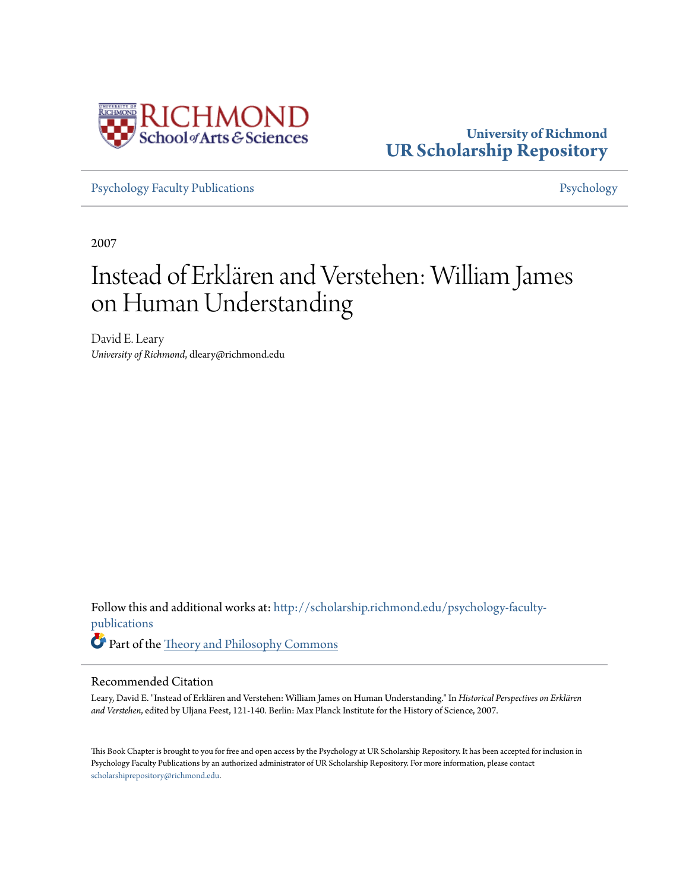University of Richmond
UR Scholarship Repository

Psychology Faculty Publications | Psychology

2007

# Instead of Erklären and Verstehen: William James on Human Understanding

David E. Leary
*University of Richmond*, dleary@richmond.edu

Follow this and additional works at: http://scholarship.richmond.edu/psychology-faculty-publications

Part of the Theory and Philosophy Commons

## Recommended Citation

Leary, David E. "Instead of Erklären and Verstehen: William James on Human Understanding." In *Historical Perspectives on Erklären and Verstehen*, edited by Uljana Feest, 121-140. Berlin: Max Planck Institute for the History of Science, 2007.

This Book Chapter is brought to you for free and open access by the Psychology at UR Scholarship Repository. It has been accepted for inclusion in Psychology Faculty Publications by an authorized administrator of UR Scholarship Repository. For more information, please contact scholarshiprepository@richmond.edu.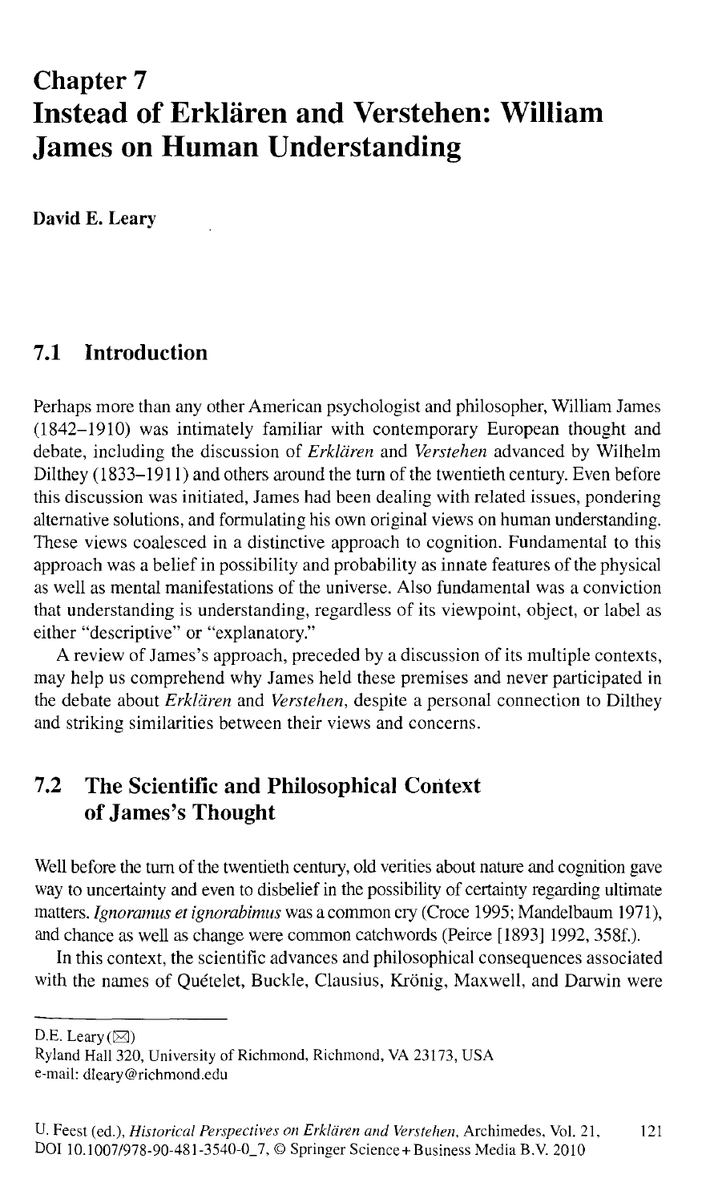# Chapter 7
# Instead of Erklären and Verstehen: William James on Human Understanding

**David E. Leary**

## 7.1 Introduction

Perhaps more than any other American psychologist and philosopher, William James (1842–1910) was intimately familiar with contemporary European thought and debate, including the discussion of *Erklären* and *Verstehen* advanced by Wilhelm Dilthey (1833–1911) and others around the turn of the twentieth century. Even before this discussion was initiated, James had been dealing with related issues, pondering alternative solutions, and formulating his own original views on human understanding. These views coalesced in a distinctive approach to cognition. Fundamental to this approach was a belief in possibility and probability as innate features of the physical as well as mental manifestations of the universe. Also fundamental was a conviction that understanding is understanding, regardless of its viewpoint, object, or label as either "descriptive" or "explanatory."

A review of James's approach, preceded by a discussion of its multiple contexts, may help us comprehend why James held these premises and never participated in the debate about *Erklären* and *Verstehen*, despite a personal connection to Dilthey and striking similarities between their views and concerns.

## 7.2 The Scientific and Philosophical Context of James's Thought

Well before the turn of the twentieth century, old verities about nature and cognition gave way to uncertainty and even to disbelief in the possibility of certainty regarding ultimate matters. *Ignoramus et ignorabimus* was a common cry (Croce 1995; Mandelbaum 1971), and chance as well as change were common catchwords (Peirce [1893] 1992, 358f.).

In this context, the scientific advances and philosophical consequences associated with the names of Quételet, Buckle, Clausius, Krönig, Maxwell, and Darwin were

---

D.E. Leary (✉)
Ryland Hall 320, University of Richmond, Richmond, VA 23173, USA
e-mail: dleary@richmond.edu

U. Feest (ed.), *Historical Perspectives on Erklären and Verstehen*, Archimedes, Vol. 21, DOI 10.1007/978-90-481-3540-0_7, © Springer Science+Business Media B.V. 2010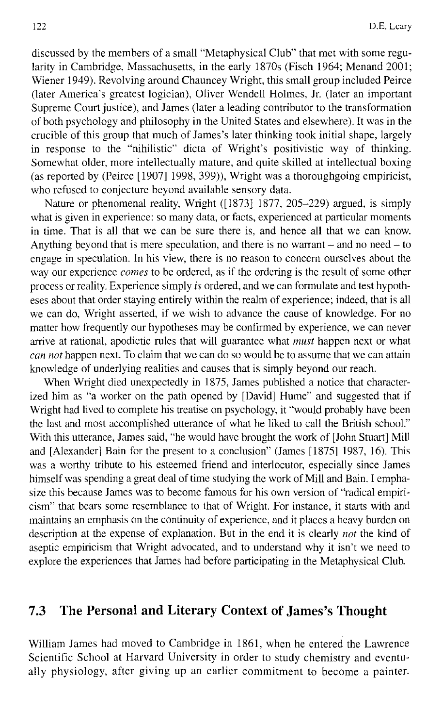discussed by the members of a small "Metaphysical Club" that met with some regularity in Cambridge, Massachusetts, in the early 1870s (Fisch 1964; Menand 2001; Wiener 1949). Revolving around Chauncey Wright, this small group included Peirce (later America's greatest logician), Oliver Wendell Holmes, Jr. (later an important Supreme Court justice), and James (later a leading contributor to the transformation of both psychology and philosophy in the United States and elsewhere). It was in the crucible of this group that much of James's later thinking took initial shape, largely in response to the "nihilistic" dicta of Wright's positivistic way of thinking. Somewhat older, more intellectually mature, and quite skilled at intellectual boxing (as reported by (Peirce [1907] 1998, 399)), Wright was a thoroughgoing empiricist, who refused to conjecture beyond available sensory data.

Nature or phenomenal reality, Wright ([1873] 1877, 205–229) argued, is simply what is given in experience: so many data, or facts, experienced at particular moments in time. That is all that we can be sure there is, and hence all that we can know. Anything beyond that is mere speculation, and there is no warrant – and no need – to engage in speculation. In his view, there is no reason to concern ourselves about the way our experience *comes* to be ordered, as if the ordering is the result of some other process or reality. Experience simply *is* ordered, and we can formulate and test hypotheses about that order staying entirely within the realm of experience; indeed, that is all we can do, Wright asserted, if we wish to advance the cause of knowledge. For no matter how frequently our hypotheses may be confirmed by experience, we can never arrive at rational, apodictic rules that will guarantee what *must* happen next or what *can not* happen next. To claim that we can do so would be to assume that we can attain knowledge of underlying realities and causes that is simply beyond our reach.

When Wright died unexpectedly in 1875, James published a notice that characterized him as "a worker on the path opened by [David] Hume" and suggested that if Wright had lived to complete his treatise on psychology, it "would probably have been the last and most accomplished utterance of what he liked to call the British school." With this utterance, James said, "he would have brought the work of [John Stuart] Mill and [Alexander] Bain for the present to a conclusion" (James [1875] 1987, 16). This was a worthy tribute to his esteemed friend and interlocutor, especially since James himself was spending a great deal of time studying the work of Mill and Bain. I emphasize this because James was to become famous for his own version of "radical empiricism" that bears some resemblance to that of Wright. For instance, it starts with and maintains an emphasis on the continuity of experience, and it places a heavy burden on description at the expense of explanation. But in the end it is clearly *not* the kind of aseptic empiricism that Wright advocated, and to understand why it isn't we need to explore the experiences that James had before participating in the Metaphysical Club.

## 7.3 The Personal and Literary Context of James's Thought

William James had moved to Cambridge in 1861, when he entered the Lawrence Scientific School at Harvard University in order to study chemistry and eventually physiology, after giving up an earlier commitment to become a painter.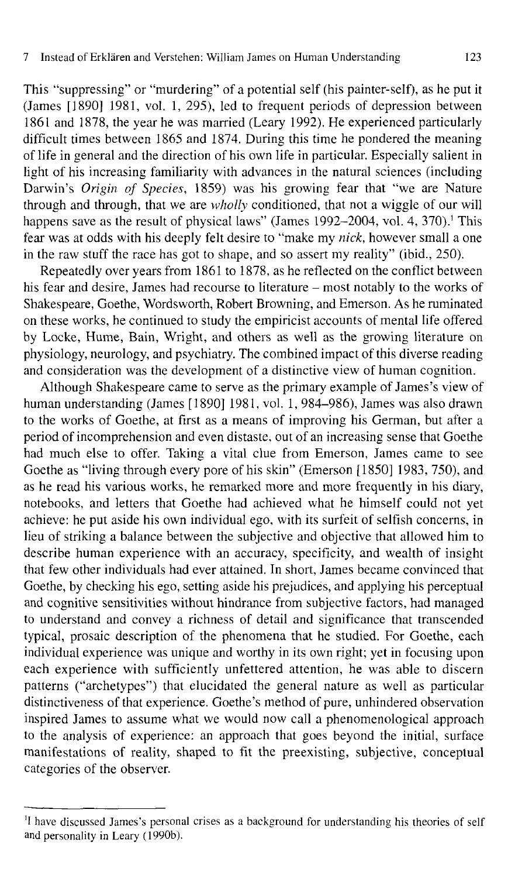This "suppressing" or "murdering" of a potential self (his painter-self), as he put it (James [1890] 1981, vol. 1, 295), led to frequent periods of depression between 1861 and 1878, the year he was married (Leary 1992). He experienced particularly difficult times between 1865 and 1874. During this time he pondered the meaning of life in general and the direction of his own life in particular. Especially salient in light of his increasing familiarity with advances in the natural sciences (including Darwin's *Origin of Species*, 1859) was his growing fear that "we are Nature through and through, that we are *wholly* conditioned, that not a wiggle of our will happens save as the result of physical laws" (James 1992–2004, vol. 4, 370).[1] This fear was at odds with his deeply felt desire to "make my *nick*, however small a one in the raw stuff the race has got to shape, and so assert my reality" (ibid., 250).

Repeatedly over years from 1861 to 1878, as he reflected on the conflict between his fear and desire, James had recourse to literature – most notably to the works of Shakespeare, Goethe, Wordsworth, Robert Browning, and Emerson. As he ruminated on these works, he continued to study the empiricist accounts of mental life offered by Locke, Hume, Bain, Wright, and others as well as the growing literature on physiology, neurology, and psychiatry. The combined impact of this diverse reading and consideration was the development of a distinctive view of human cognition.

Although Shakespeare came to serve as the primary example of James's view of human understanding (James [1890] 1981, vol. 1, 984–986), James was also drawn to the works of Goethe, at first as a means of improving his German, but after a period of incomprehension and even distaste, out of an increasing sense that Goethe had much else to offer. Taking a vital clue from Emerson, James came to see Goethe as "living through every pore of his skin" (Emerson [1850] 1983, 750), and as he read his various works, he remarked more and more frequently in his diary, notebooks, and letters that Goethe had achieved what he himself could not yet achieve: he put aside his own individual ego, with its surfeit of selfish concerns, in lieu of striking a balance between the subjective and objective that allowed him to describe human experience with an accuracy, specificity, and wealth of insight that few other individuals had ever attained. In short, James became convinced that Goethe, by checking his ego, setting aside his prejudices, and applying his perceptual and cognitive sensitivities without hindrance from subjective factors, had managed to understand and convey a richness of detail and significance that transcended typical, prosaic description of the phenomena that he studied. For Goethe, each individual experience was unique and worthy in its own right; yet in focusing upon each experience with sufficiently unfettered attention, he was able to discern patterns ("archetypes") that elucidated the general nature as well as particular distinctiveness of that experience. Goethe's method of pure, unhindered observation inspired James to assume what we would now call a phenomenological approach to the analysis of experience: an approach that goes beyond the initial, surface manifestations of reality, shaped to fit the preexisting, subjective, conceptual categories of the observer.

---

[1] I have discussed James's personal crises as a background for understanding his theories of self and personality in Leary (1990b).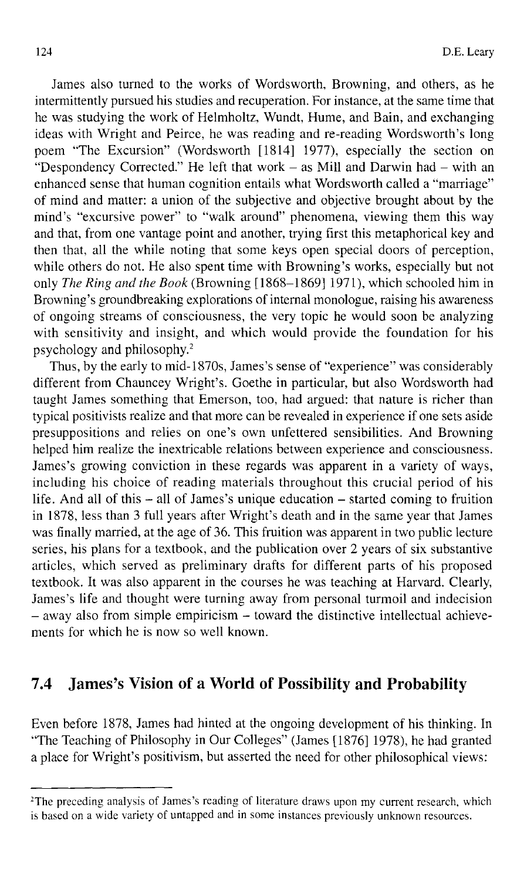James also turned to the works of Wordsworth, Browning, and others, as he intermittently pursued his studies and recuperation. For instance, at the same time that he was studying the work of Helmholtz, Wundt, Hume, and Bain, and exchanging ideas with Wright and Peirce, he was reading and re-reading Wordsworth's long poem "The Excursion" (Wordsworth [1814] 1977), especially the section on "Despondency Corrected." He left that work – as Mill and Darwin had – with an enhanced sense that human cognition entails what Wordsworth called a "marriage" of mind and matter: a union of the subjective and objective brought about by the mind's "excursive power" to "walk around" phenomena, viewing them this way and that, from one vantage point and another, trying first this metaphorical key and then that, all the while noting that some keys open special doors of perception, while others do not. He also spent time with Browning's works, especially but not only *The Ring and the Book* (Browning [1868–1869] 1971), which schooled him in Browning's groundbreaking explorations of internal monologue, raising his awareness of ongoing streams of consciousness, the very topic he would soon be analyzing with sensitivity and insight, and which would provide the foundation for his psychology and philosophy.[2]

Thus, by the early to mid-1870s, James's sense of "experience" was considerably different from Chauncey Wright's. Goethe in particular, but also Wordsworth had taught James something that Emerson, too, had argued: that nature is richer than typical positivists realize and that more can be revealed in experience if one sets aside presuppositions and relies on one's own unfettered sensibilities. And Browning helped him realize the inextricable relations between experience and consciousness. James's growing conviction in these regards was apparent in a variety of ways, including his choice of reading materials throughout this crucial period of his life. And all of this – all of James's unique education – started coming to fruition in 1878, less than 3 full years after Wright's death and in the same year that James was finally married, at the age of 36. This fruition was apparent in two public lecture series, his plans for a textbook, and the publication over 2 years of six substantive articles, which served as preliminary drafts for different parts of his proposed textbook. It was also apparent in the courses he was teaching at Harvard. Clearly, James's life and thought were turning away from personal turmoil and indecision – away also from simple empiricism – toward the distinctive intellectual achievements for which he is now so well known.

## 7.4 James's Vision of a World of Possibility and Probability

Even before 1878, James had hinted at the ongoing development of his thinking. In "The Teaching of Philosophy in Our Colleges" (James [1876] 1978), he had granted a place for Wright's positivism, but asserted the need for other philosophical views:

---

[2] The preceding analysis of James's reading of literature draws upon my current research, which is based on a wide variety of untapped and in some instances previously unknown resources.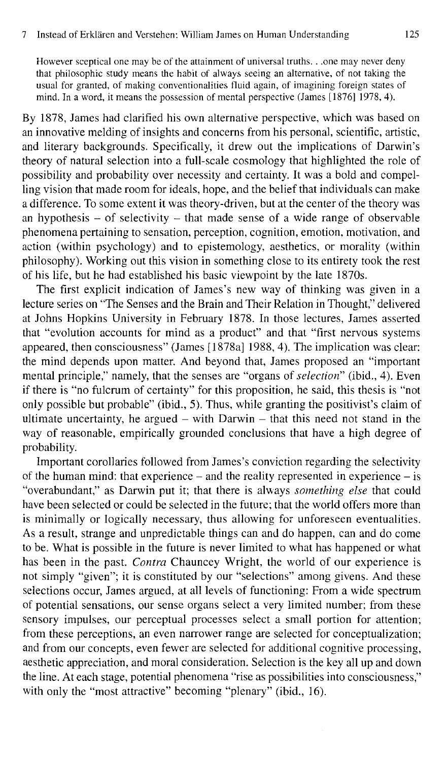> However sceptical one may be of the attainment of universal truths. . .one may never deny that philosophic study means the habit of always seeing an alternative, of not taking the usual for granted, of making conventionalities fluid again, of imagining foreign states of mind. In a word, it means the possession of mental perspective (James [1876] 1978, 4).

By 1878, James had clarified his own alternative perspective, which was based on an innovative melding of insights and concerns from his personal, scientific, artistic, and literary backgrounds. Specifically, it drew out the implications of Darwin's theory of natural selection into a full-scale cosmology that highlighted the role of possibility and probability over necessity and certainty. It was a bold and compelling vision that made room for ideals, hope, and the belief that individuals can make a difference. To some extent it was theory-driven, but at the center of the theory was an hypothesis – of selectivity – that made sense of a wide range of observable phenomena pertaining to sensation, perception, cognition, emotion, motivation, and action (within psychology) and to epistemology, aesthetics, or morality (within philosophy). Working out this vision in something close to its entirety took the rest of his life, but he had established his basic viewpoint by the late 1870s.

The first explicit indication of James's new way of thinking was given in a lecture series on "The Senses and the Brain and Their Relation in Thought," delivered at Johns Hopkins University in February 1878. In those lectures, James asserted that "evolution accounts for mind as a product" and that "first nervous systems appeared, then consciousness" (James [1878a] 1988, 4). The implication was clear: the mind depends upon matter. And beyond that, James proposed an "important mental principle," namely, that the senses are "organs of *selection*" (ibid., 4). Even if there is "no fulcrum of certainty" for this proposition, he said, this thesis is "not only possible but probable" (ibid., 5). Thus, while granting the positivist's claim of ultimate uncertainty, he argued – with Darwin – that this need not stand in the way of reasonable, empirically grounded conclusions that have a high degree of probability.

Important corollaries followed from James's conviction regarding the selectivity of the human mind: that experience – and the reality represented in experience – is "overabundant," as Darwin put it; that there is always *something else* that could have been selected or could be selected in the future; that the world offers more than is minimally or logically necessary, thus allowing for unforeseen eventualities. As a result, strange and unpredictable things can and do happen, can and do come to be. What is possible in the future is never limited to what has happened or what has been in the past. *Contra* Chauncey Wright, the world of our experience is not simply "given"; it is constituted by our "selections" among givens. And these selections occur, James argued, at all levels of functioning: From a wide spectrum of potential sensations, our sense organs select a very limited number; from these sensory impulses, our perceptual processes select a small portion for attention; from these perceptions, an even narrower range are selected for conceptualization; and from our concepts, even fewer are selected for additional cognitive processing, aesthetic appreciation, and moral consideration. Selection is the key all up and down the line. At each stage, potential phenomena "rise as possibilities into consciousness," with only the "most attractive" becoming "plenary" (ibid., 16).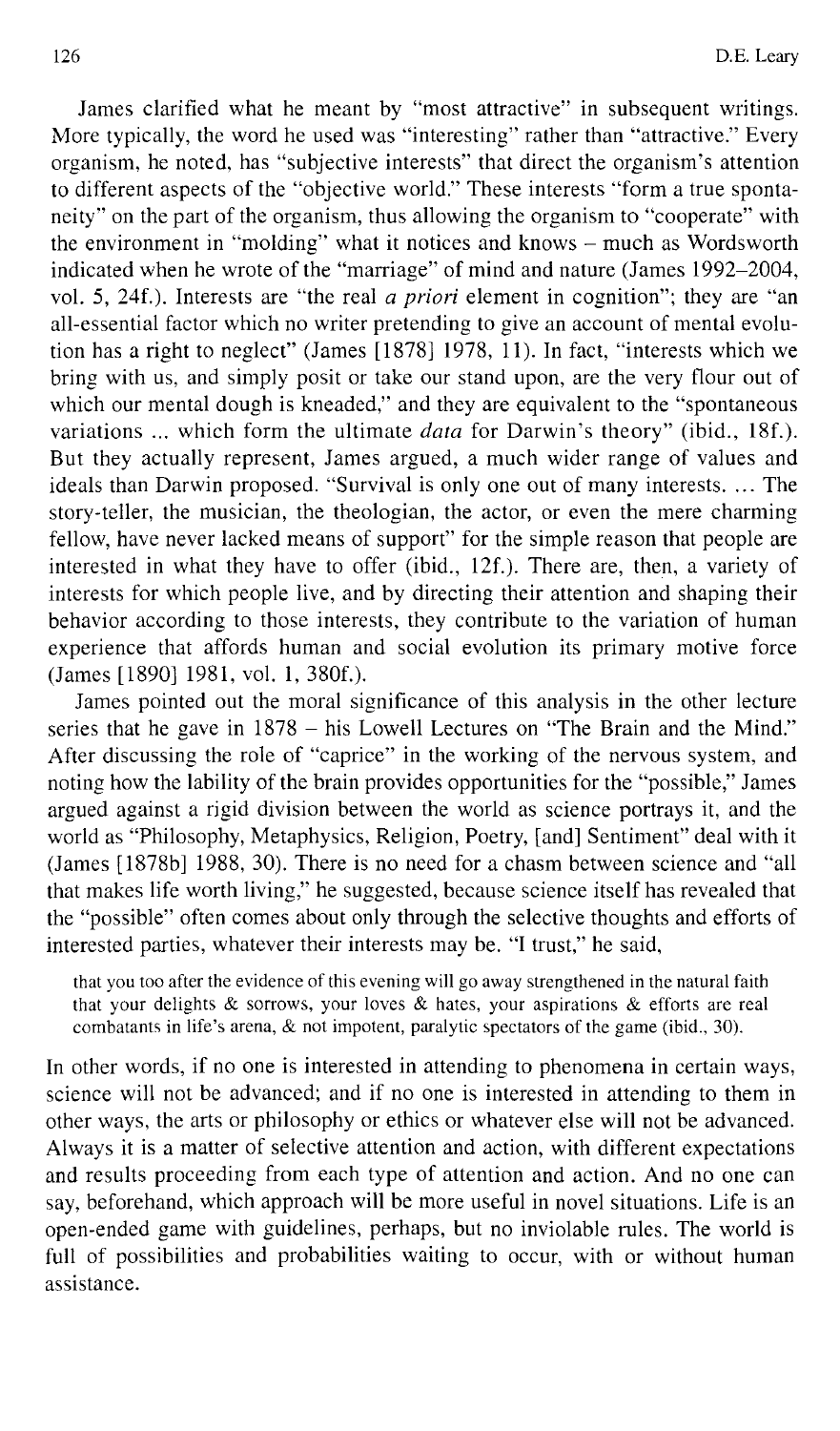James clarified what he meant by "most attractive" in subsequent writings. More typically, the word he used was "interesting" rather than "attractive." Every organism, he noted, has "subjective interests" that direct the organism's attention to different aspects of the "objective world." These interests "form a true spontaneity" on the part of the organism, thus allowing the organism to "cooperate" with the environment in "molding" what it notices and knows – much as Wordsworth indicated when he wrote of the "marriage" of mind and nature (James 1992–2004, vol. 5, 24f.). Interests are "the real *a priori* element in cognition"; they are "an all-essential factor which no writer pretending to give an account of mental evolution has a right to neglect" (James [1878] 1978, 11). In fact, "interests which we bring with us, and simply posit or take our stand upon, are the very flour out of which our mental dough is kneaded," and they are equivalent to the "spontaneous variations ... which form the ultimate *data* for Darwin's theory" (ibid., 18f.). But they actually represent, James argued, a much wider range of values and ideals than Darwin proposed. "Survival is only one out of many interests. ... The story-teller, the musician, the theologian, the actor, or even the mere charming fellow, have never lacked means of support" for the simple reason that people are interested in what they have to offer (ibid., 12f.). There are, then, a variety of interests for which people live, and by directing their attention and shaping their behavior according to those interests, they contribute to the variation of human experience that affords human and social evolution its primary motive force (James [1890] 1981, vol. 1, 380f.).

James pointed out the moral significance of this analysis in the other lecture series that he gave in 1878 – his Lowell Lectures on "The Brain and the Mind." After discussing the role of "caprice" in the working of the nervous system, and noting how the lability of the brain provides opportunities for the "possible," James argued against a rigid division between the world as science portrays it, and the world as "Philosophy, Metaphysics, Religion, Poetry, [and] Sentiment" deal with it (James [1878b] 1988, 30). There is no need for a chasm between science and "all that makes life worth living," he suggested, because science itself has revealed that the "possible" often comes about only through the selective thoughts and efforts of interested parties, whatever their interests may be. "I trust," he said,

> that you too after the evidence of this evening will go away strengthened in the natural faith that your delights & sorrows, your loves & hates, your aspirations & efforts are real combatants in life's arena, & not impotent, paralytic spectators of the game (ibid., 30).

In other words, if no one is interested in attending to phenomena in certain ways, science will not be advanced; and if no one is interested in attending to them in other ways, the arts or philosophy or ethics or whatever else will not be advanced. Always it is a matter of selective attention and action, with different expectations and results proceeding from each type of attention and action. And no one can say, beforehand, which approach will be more useful in novel situations. Life is an open-ended game with guidelines, perhaps, but no inviolable rules. The world is full of possibilities and probabilities waiting to occur, with or without human assistance.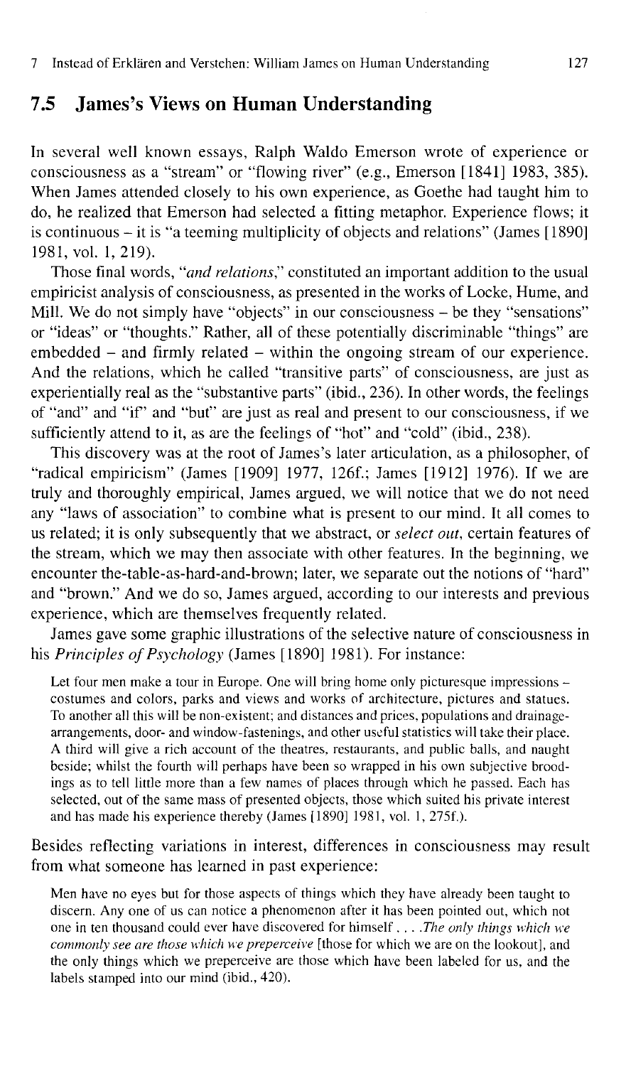## 7.5 James's Views on Human Understanding

In several well known essays, Ralph Waldo Emerson wrote of experience or consciousness as a "stream" or "flowing river" (e.g., Emerson [1841] 1983, 385). When James attended closely to his own experience, as Goethe had taught him to do, he realized that Emerson had selected a fitting metaphor. Experience flows; it is continuous – it is "a teeming multiplicity of objects and relations" (James [1890] 1981, vol. 1, 219).

Those final words, "*and relations*," constituted an important addition to the usual empiricist analysis of consciousness, as presented in the works of Locke, Hume, and Mill. We do not simply have "objects" in our consciousness – be they "sensations" or "ideas" or "thoughts." Rather, all of these potentially discriminable "things" are embedded – and firmly related – within the ongoing stream of our experience. And the relations, which he called "transitive parts" of consciousness, are just as experientially real as the "substantive parts" (ibid., 236). In other words, the feelings of "and" and "if" and "but" are just as real and present to our consciousness, if we sufficiently attend to it, as are the feelings of "hot" and "cold" (ibid., 238).

This discovery was at the root of James's later articulation, as a philosopher, of "radical empiricism" (James [1909] 1977, 126f.; James [1912] 1976). If we are truly and thoroughly empirical, James argued, we will notice that we do not need any "laws of association" to combine what is present to our mind. It all comes to us related; it is only subsequently that we abstract, or *select out*, certain features of the stream, which we may then associate with other features. In the beginning, we encounter the-table-as-hard-and-brown; later, we separate out the notions of "hard" and "brown." And we do so, James argued, according to our interests and previous experience, which are themselves frequently related.

James gave some graphic illustrations of the selective nature of consciousness in his *Principles of Psychology* (James [1890] 1981). For instance:

> Let four men make a tour in Europe. One will bring home only picturesque impressions – costumes and colors, parks and views and works of architecture, pictures and statues. To another all this will be non-existent; and distances and prices, populations and drainage-arrangements, door- and window-fastenings, and other useful statistics will take their place. A third will give a rich account of the theatres, restaurants, and public balls, and naught beside; whilst the fourth will perhaps have been so wrapped in his own subjective broodings as to tell little more than a few names of places through which he passed. Each has selected, out of the same mass of presented objects, those which suited his private interest and has made his experience thereby (James [1890] 1981, vol. 1, 275f.).

Besides reflecting variations in interest, differences in consciousness may result from what someone has learned in past experience:

> Men have no eyes but for those aspects of things which they have already been taught to discern. Any one of us can notice a phenomenon after it has been pointed out, which not one in ten thousand could ever have discovered for himself . . . .*The only things which we commonly see are those which we preperceive* [those for which we are on the lookout], and the only things which we preperceive are those which have been labeled for us, and the labels stamped into our mind (ibid., 420).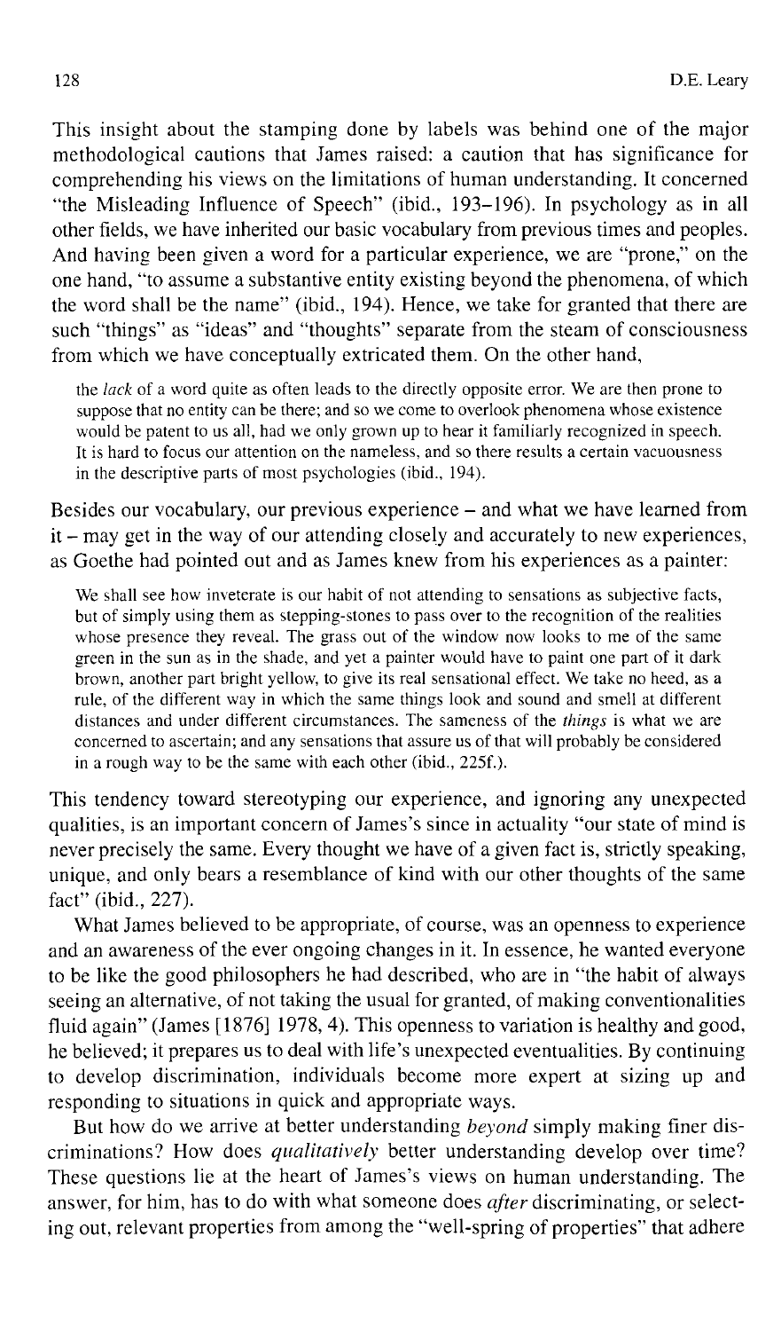This insight about the stamping done by labels was behind one of the major methodological cautions that James raised: a caution that has significance for comprehending his views on the limitations of human understanding. It concerned "the Misleading Influence of Speech" (ibid., 193–196). In psychology as in all other fields, we have inherited our basic vocabulary from previous times and peoples. And having been given a word for a particular experience, we are "prone," on the one hand, "to assume a substantive entity existing beyond the phenomena, of which the word shall be the name" (ibid., 194). Hence, we take for granted that there are such "things" as "ideas" and "thoughts" separate from the steam of consciousness from which we have conceptually extricated them. On the other hand,

> the *lack* of a word quite as often leads to the directly opposite error. We are then prone to suppose that no entity can be there; and so we come to overlook phenomena whose existence would be patent to us all, had we only grown up to hear it familiarly recognized in speech. It is hard to focus our attention on the nameless, and so there results a certain vacuousness in the descriptive parts of most psychologies (ibid., 194).

Besides our vocabulary, our previous experience – and what we have learned from it – may get in the way of our attending closely and accurately to new experiences, as Goethe had pointed out and as James knew from his experiences as a painter:

> We shall see how inveterate is our habit of not attending to sensations as subjective facts, but of simply using them as stepping-stones to pass over to the recognition of the realities whose presence they reveal. The grass out of the window now looks to me of the same green in the sun as in the shade, and yet a painter would have to paint one part of it dark brown, another part bright yellow, to give its real sensational effect. We take no heed, as a rule, of the different way in which the same things look and sound and smell at different distances and under different circumstances. The sameness of the *things* is what we are concerned to ascertain; and any sensations that assure us of that will probably be considered in a rough way to be the same with each other (ibid., 225f.).

This tendency toward stereotyping our experience, and ignoring any unexpected qualities, is an important concern of James's since in actuality "our state of mind is never precisely the same. Every thought we have of a given fact is, strictly speaking, unique, and only bears a resemblance of kind with our other thoughts of the same fact" (ibid., 227).

What James believed to be appropriate, of course, was an openness to experience and an awareness of the ever ongoing changes in it. In essence, he wanted everyone to be like the good philosophers he had described, who are in "the habit of always seeing an alternative, of not taking the usual for granted, of making conventionalities fluid again" (James [1876] 1978, 4). This openness to variation is healthy and good, he believed; it prepares us to deal with life's unexpected eventualities. By continuing to develop discrimination, individuals become more expert at sizing up and responding to situations in quick and appropriate ways.

But how do we arrive at better understanding *beyond* simply making finer discriminations? How does *qualitatively* better understanding develop over time? These questions lie at the heart of James's views on human understanding. The answer, for him, has to do with what someone does *after* discriminating, or selecting out, relevant properties from among the "well-spring of properties" that adhere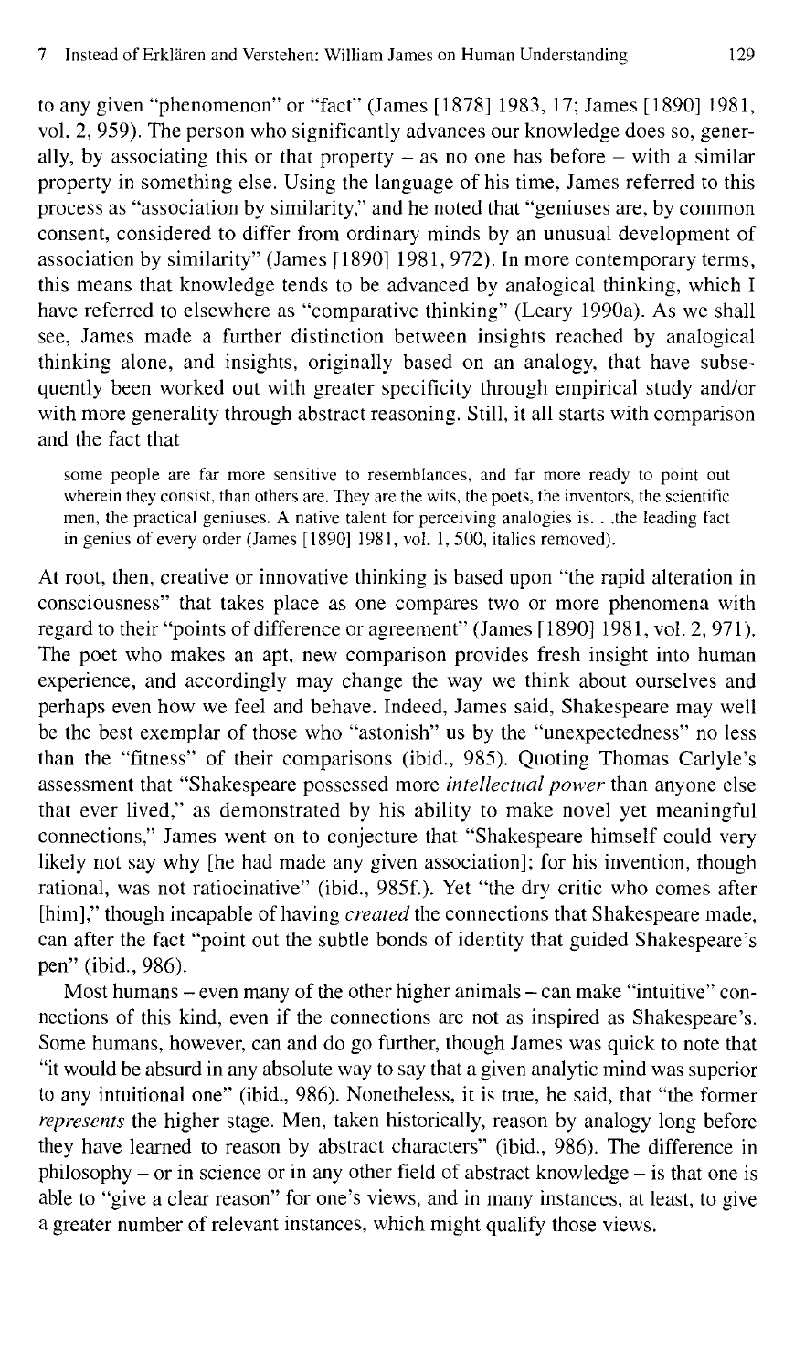to any given "phenomenon" or "fact" (James [1878] 1983, 17; James [1890] 1981, vol. 2, 959). The person who significantly advances our knowledge does so, generally, by associating this or that property – as no one has before – with a similar property in something else. Using the language of his time, James referred to this process as "association by similarity," and he noted that "geniuses are, by common consent, considered to differ from ordinary minds by an unusual development of association by similarity" (James [1890] 1981, 972). In more contemporary terms, this means that knowledge tends to be advanced by analogical thinking, which I have referred to elsewhere as "comparative thinking" (Leary 1990a). As we shall see, James made a further distinction between insights reached by analogical thinking alone, and insights, originally based on an analogy, that have subsequently been worked out with greater specificity through empirical study and/or with more generality through abstract reasoning. Still, it all starts with comparison and the fact that

> some people are far more sensitive to resemblances, and far more ready to point out wherein they consist, than others are. They are the wits, the poets, the inventors, the scientific men, the practical geniuses. A native talent for perceiving analogies is. . .the leading fact in genius of every order (James [1890] 1981, vol. 1, 500, italics removed).

At root, then, creative or innovative thinking is based upon "the rapid alteration in consciousness" that takes place as one compares two or more phenomena with regard to their "points of difference or agreement" (James [1890] 1981, vol. 2, 971). The poet who makes an apt, new comparison provides fresh insight into human experience, and accordingly may change the way we think about ourselves and perhaps even how we feel and behave. Indeed, James said, Shakespeare may well be the best exemplar of those who "astonish" us by the "unexpectedness" no less than the "fitness" of their comparisons (ibid., 985). Quoting Thomas Carlyle's assessment that "Shakespeare possessed more *intellectual power* than anyone else that ever lived," as demonstrated by his ability to make novel yet meaningful connections," James went on to conjecture that "Shakespeare himself could very likely not say why [he had made any given association]; for his invention, though rational, was not ratiocinative" (ibid., 985f.). Yet "the dry critic who comes after [him]," though incapable of having *created* the connections that Shakespeare made, can after the fact "point out the subtle bonds of identity that guided Shakespeare's pen" (ibid., 986).

Most humans – even many of the other higher animals – can make "intuitive" connections of this kind, even if the connections are not as inspired as Shakespeare's. Some humans, however, can and do go further, though James was quick to note that "it would be absurd in any absolute way to say that a given analytic mind was superior to any intuitional one" (ibid., 986). Nonetheless, it is true, he said, that "the former *represents* the higher stage. Men, taken historically, reason by analogy long before they have learned to reason by abstract characters" (ibid., 986). The difference in philosophy – or in science or in any other field of abstract knowledge – is that one is able to "give a clear reason" for one's views, and in many instances, at least, to give a greater number of relevant instances, which might qualify those views.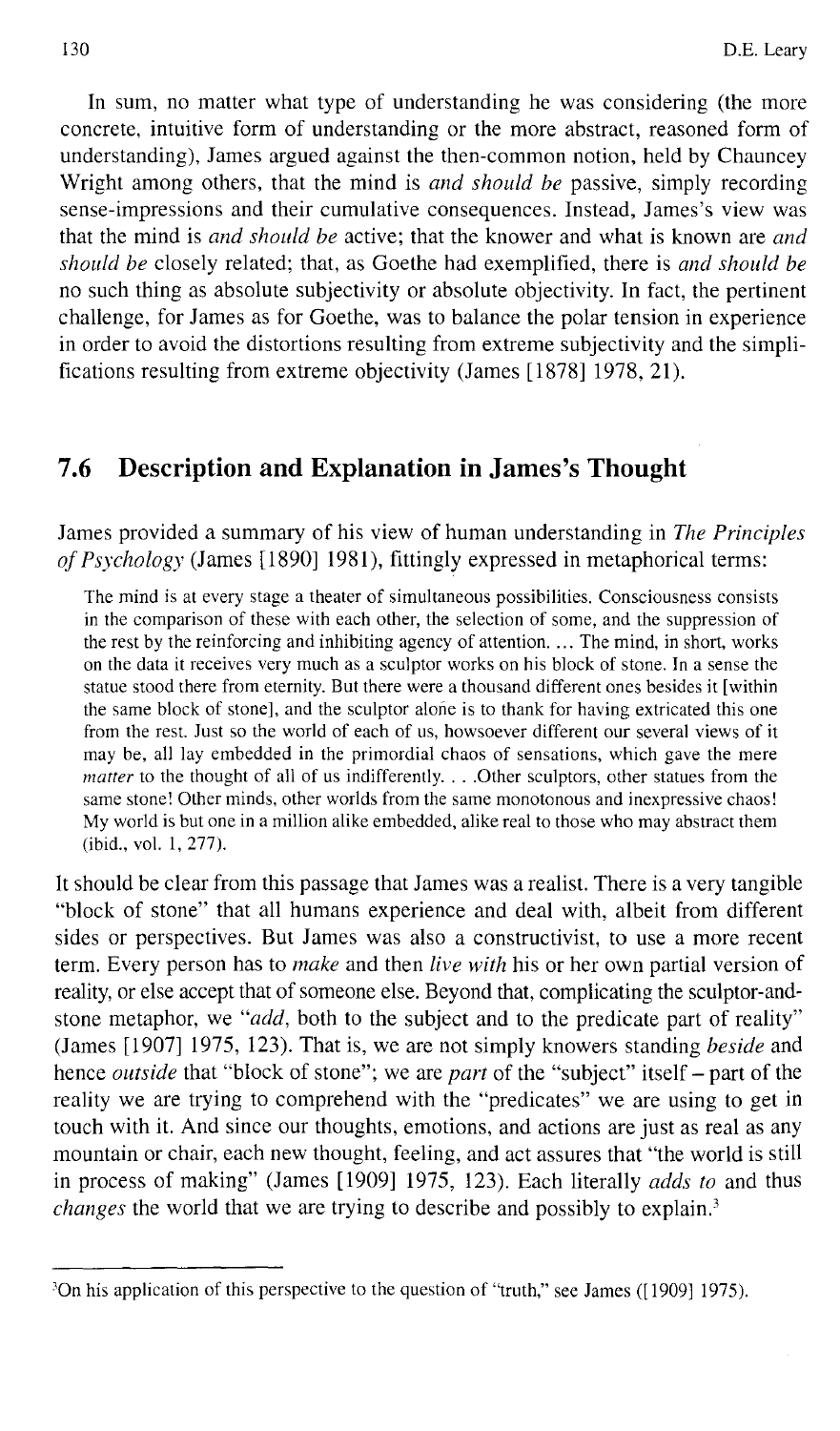In sum, no matter what type of understanding he was considering (the more concrete, intuitive form of understanding or the more abstract, reasoned form of understanding), James argued against the then-common notion, held by Chauncey Wright among others, that the mind is *and should be* passive, simply recording sense-impressions and their cumulative consequences. Instead, James's view was that the mind is *and should be* active; that the knower and what is known are *and should be* closely related; that, as Goethe had exemplified, there is *and should be* no such thing as absolute subjectivity or absolute objectivity. In fact, the pertinent challenge, for James as for Goethe, was to balance the polar tension in experience in order to avoid the distortions resulting from extreme subjectivity and the simplifications resulting from extreme objectivity (James [1878] 1978, 21).

## 7.6 Description and Explanation in James's Thought

James provided a summary of his view of human understanding in *The Principles of Psychology* (James [1890] 1981), fittingly expressed in metaphorical terms:

> The mind is at every stage a theater of simultaneous possibilities. Consciousness consists in the comparison of these with each other, the selection of some, and the suppression of the rest by the reinforcing and inhibiting agency of attention. ... The mind, in short, works on the data it receives very much as a sculptor works on his block of stone. In a sense the statue stood there from eternity. But there were a thousand different ones besides it [within the same block of stone], and the sculptor alone is to thank for having extricated this one from the rest. Just so the world of each of us, howsoever different our several views of it may be, all lay embedded in the primordial chaos of sensations, which gave the mere *matter* to the thought of all of us indifferently. . . .Other sculptors, other statues from the same stone! Other minds, other worlds from the same monotonous and inexpressive chaos! My world is but one in a million alike embedded, alike real to those who may abstract them (ibid., vol. 1, 277).

It should be clear from this passage that James was a realist. There is a very tangible "block of stone" that all humans experience and deal with, albeit from different sides or perspectives. But James was also a constructivist, to use a more recent term. Every person has to *make* and then *live with* his or her own partial version of reality, or else accept that of someone else. Beyond that, complicating the sculptor-and-stone metaphor, we "*add*, both to the subject and to the predicate part of reality" (James [1907] 1975, 123). That is, we are not simply knowers standing *beside* and hence *outside* that "block of stone"; we are *part* of the "subject" itself – part of the reality we are trying to comprehend with the "predicates" we are using to get in touch with it. And since our thoughts, emotions, and actions are just as real as any mountain or chair, each new thought, feeling, and act assures that "the world is still in process of making" (James [1909] 1975, 123). Each literally *adds to* and thus *changes* the world that we are trying to describe and possibly to explain.[3]

---

[3]On his application of this perspective to the question of "truth," see James ([1909] 1975).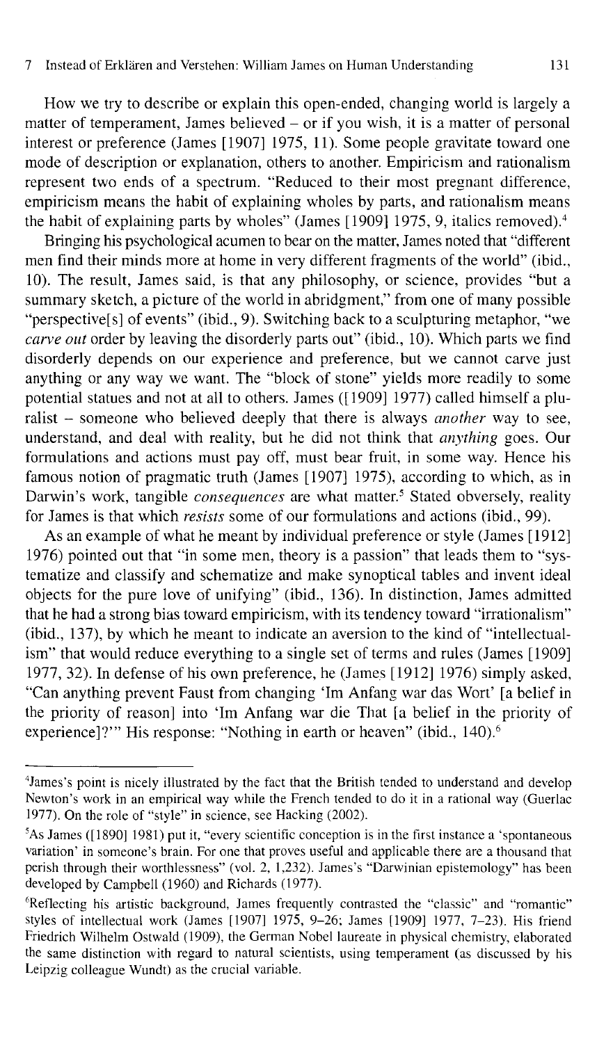How we try to describe or explain this open-ended, changing world is largely a matter of temperament, James believed – or if you wish, it is a matter of personal interest or preference (James [1907] 1975, 11). Some people gravitate toward one mode of description or explanation, others to another. Empiricism and rationalism represent two ends of a spectrum. "Reduced to their most pregnant difference, empiricism means the habit of explaining wholes by parts, and rationalism means the habit of explaining parts by wholes" (James [1909] 1975, 9, italics removed).[4]

Bringing his psychological acumen to bear on the matter, James noted that "different men find their minds more at home in very different fragments of the world" (ibid., 10). The result, James said, is that any philosophy, or science, provides "but a summary sketch, a picture of the world in abridgment," from one of many possible "perspective[s] of events" (ibid., 9). Switching back to a sculpturing metaphor, "we *carve out* order by leaving the disorderly parts out" (ibid., 10). Which parts we find disorderly depends on our experience and preference, but we cannot carve just anything or any way we want. The "block of stone" yields more readily to some potential statues and not at all to others. James ([1909] 1977) called himself a pluralist – someone who believed deeply that there is always *another* way to see, understand, and deal with reality, but he did not think that *anything* goes. Our formulations and actions must pay off, must bear fruit, in some way. Hence his famous notion of pragmatic truth (James [1907] 1975), according to which, as in Darwin's work, tangible *consequences* are what matter.[5] Stated obversely, reality for James is that which *resists* some of our formulations and actions (ibid., 99).

As an example of what he meant by individual preference or style (James [1912] 1976) pointed out that "in some men, theory is a passion" that leads them to "systematize and classify and schematize and make synoptical tables and invent ideal objects for the pure love of unifying" (ibid., 136). In distinction, James admitted that he had a strong bias toward empiricism, with its tendency toward "irrationalism" (ibid., 137), by which he meant to indicate an aversion to the kind of "intellectualism" that would reduce everything to a single set of terms and rules (James [1909] 1977, 32). In defense of his own preference, he (James [1912] 1976) simply asked, "Can anything prevent Faust from changing 'Im Anfang war das Wort' [a belief in the priority of reason] into 'Im Anfang war die That [a belief in the priority of experience]?'" His response: "Nothing in earth or heaven" (ibid., 140).[6]

---

[4] James's point is nicely illustrated by the fact that the British tended to understand and develop Newton's work in an empirical way while the French tended to do it in a rational way (Guerlac 1977). On the role of "style" in science, see Hacking (2002).

[5] As James ([1890] 1981) put it, "every scientific conception is in the first instance a 'spontaneous variation' in someone's brain. For one that proves useful and applicable there are a thousand that perish through their worthlessness" (vol. 2, 1,232). James's "Darwinian epistemology" has been developed by Campbell (1960) and Richards (1977).

[6] Reflecting his artistic background, James frequently contrasted the "classic" and "romantic" styles of intellectual work (James [1907] 1975, 9–26; James [1909] 1977, 7–23). His friend Friedrich Wilhelm Ostwald (1909), the German Nobel laureate in physical chemistry, elaborated the same distinction with regard to natural scientists, using temperament (as discussed by his Leipzig colleague Wundt) as the crucial variable.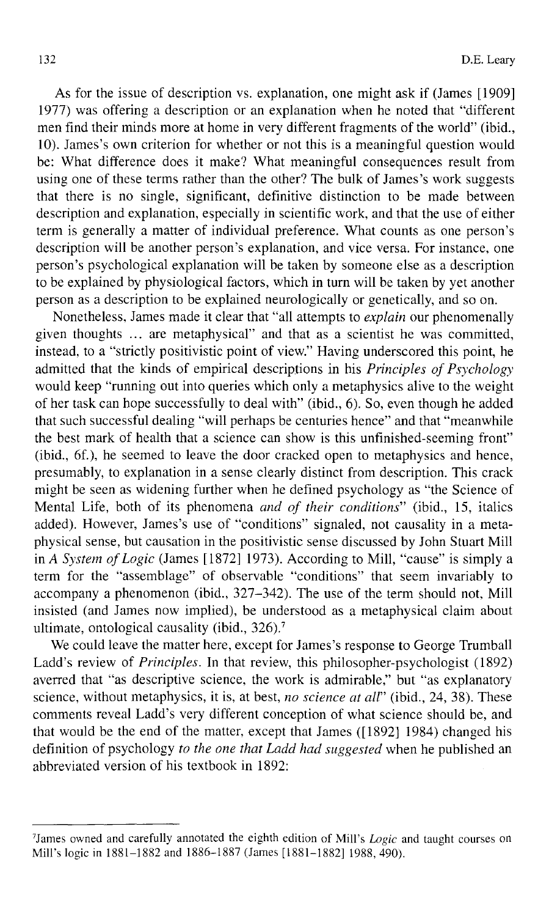As for the issue of description vs. explanation, one might ask if (James [1909] 1977) was offering a description or an explanation when he noted that "different men find their minds more at home in very different fragments of the world" (ibid., 10). James's own criterion for whether or not this is a meaningful question would be: What difference does it make? What meaningful consequences result from using one of these terms rather than the other? The bulk of James's work suggests that there is no single, significant, definitive distinction to be made between description and explanation, especially in scientific work, and that the use of either term is generally a matter of individual preference. What counts as one person's description will be another person's explanation, and vice versa. For instance, one person's psychological explanation will be taken by someone else as a description to be explained by physiological factors, which in turn will be taken by yet another person as a description to be explained neurologically or genetically, and so on.

Nonetheless, James made it clear that "all attempts to *explain* our phenomenally given thoughts ... are metaphysical" and that as a scientist he was committed, instead, to a "strictly positivistic point of view." Having underscored this point, he admitted that the kinds of empirical descriptions in his *Principles of Psychology* would keep "running out into queries which only a metaphysics alive to the weight of her task can hope successfully to deal with" (ibid., 6). So, even though he added that such successful dealing "will perhaps be centuries hence" and that "meanwhile the best mark of health that a science can show is this unfinished-seeming front" (ibid., 6f.), he seemed to leave the door cracked open to metaphysics and hence, presumably, to explanation in a sense clearly distinct from description. This crack might be seen as widening further when he defined psychology as "the Science of Mental Life, both of its phenomena *and of their conditions*" (ibid., 15, italics added). However, James's use of "conditions" signaled, not causality in a metaphysical sense, but causation in the positivistic sense discussed by John Stuart Mill in *A System of Logic* (James [1872] 1973). According to Mill, "cause" is simply a term for the "assemblage" of observable "conditions" that seem invariably to accompany a phenomenon (ibid., 327–342). The use of the term should not, Mill insisted (and James now implied), be understood as a metaphysical claim about ultimate, ontological causality (ibid., 326).[7]

We could leave the matter here, except for James's response to George Trumball Ladd's review of *Principles*. In that review, this philosopher-psychologist (1892) averred that "as descriptive science, the work is admirable," but "as explanatory science, without metaphysics, it is, at best, *no science at all*" (ibid., 24, 38). These comments reveal Ladd's very different conception of what science should be, and that would be the end of the matter, except that James ([1892] 1984) changed his definition of psychology *to the one that Ladd had suggested* when he published an abbreviated version of his textbook in 1892:

---

[7]James owned and carefully annotated the eighth edition of Mill's *Logic* and taught courses on Mill's logic in 1881–1882 and 1886–1887 (James [1881–1882] 1988, 490).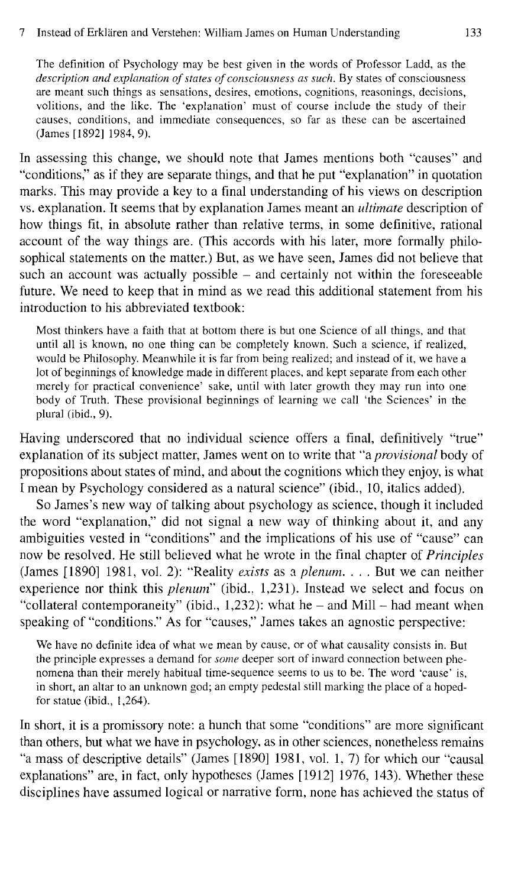> The definition of Psychology may be best given in the words of Professor Ladd, as the *description and explanation of states of consciousness as such*. By states of consciousness are meant such things as sensations, desires, emotions, cognitions, reasonings, decisions, volitions, and the like. The 'explanation' must of course include the study of their causes, conditions, and immediate consequences, so far as these can be ascertained (James [1892] 1984, 9).

In assessing this change, we should note that James mentions both "causes" and "conditions," as if they are separate things, and that he put "explanation" in quotation marks. This may provide a key to a final understanding of his views on description vs. explanation. It seems that by explanation James meant an *ultimate* description of how things fit, in absolute rather than relative terms, in some definitive, rational account of the way things are. (This accords with his later, more formally philosophical statements on the matter.) But, as we have seen, James did not believe that such an account was actually possible – and certainly not within the foreseeable future. We need to keep that in mind as we read this additional statement from his introduction to his abbreviated textbook:

> Most thinkers have a faith that at bottom there is but one Science of all things, and that until all is known, no one thing can be completely known. Such a science, if realized, would be Philosophy. Meanwhile it is far from being realized; and instead of it, we have a lot of beginnings of knowledge made in different places, and kept separate from each other merely for practical convenience' sake, until with later growth they may run into one body of Truth. These provisional beginnings of learning we call 'the Sciences' in the plural (ibid., 9).

Having underscored that no individual science offers a final, definitively "true" explanation of its subject matter, James went on to write that "a *provisional* body of propositions about states of mind, and about the cognitions which they enjoy, is what I mean by Psychology considered as a natural science" (ibid., 10, italics added).

So James's new way of talking about psychology as science, though it included the word "explanation," did not signal a new way of thinking about it, and any ambiguities vested in "conditions" and the implications of his use of "cause" can now be resolved. He still believed what he wrote in the final chapter of *Principles* (James [1890] 1981, vol. 2): "Reality *exists* as a *plenum*. . . . But we can neither experience nor think this *plenum*" (ibid., 1,231). Instead we select and focus on "collateral contemporaneity" (ibid., 1,232): what he – and Mill – had meant when speaking of "conditions." As for "causes," James takes an agnostic perspective:

> We have no definite idea of what we mean by cause, or of what causality consists in. But the principle expresses a demand for *some* deeper sort of inward connection between phenomena than their merely habitual time-sequence seems to us to be. The word 'cause' is, in short, an altar to an unknown god; an empty pedestal still marking the place of a hoped-for statue (ibid., 1,264).

In short, it is a promissory note: a hunch that some "conditions" are more significant than others, but what we have in psychology, as in other sciences, nonetheless remains "a mass of descriptive details" (James [1890] 1981, vol. 1, 7) for which our "causal explanations" are, in fact, only hypotheses (James [1912] 1976, 143). Whether these disciplines have assumed logical or narrative form, none has achieved the status of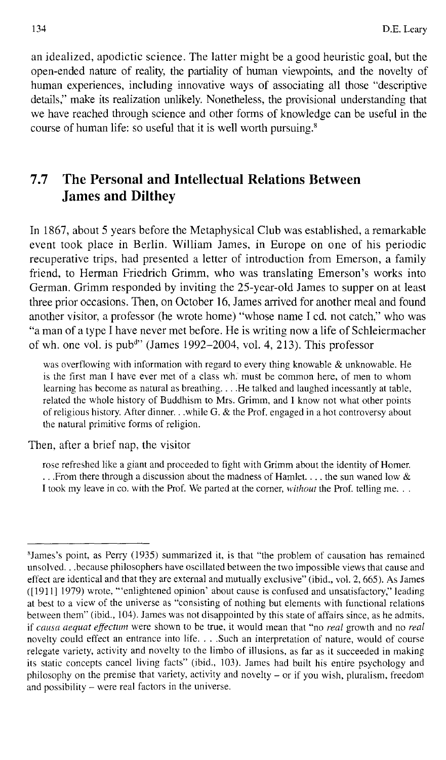an idealized, apodictic science. The latter might be a good heuristic goal, but the open-ended nature of reality, the partiality of human viewpoints, and the novelty of human experiences, including innovative ways of associating all those "descriptive details," make its realization unlikely. Nonetheless, the provisional understanding that we have reached through science and other forms of knowledge can be useful in the course of human life: so useful that it is well worth pursuing.[8]

## 7.7 The Personal and Intellectual Relations Between James and Dilthey

In 1867, about 5 years before the Metaphysical Club was established, a remarkable event took place in Berlin. William James, in Europe on one of his periodic recuperative trips, had presented a letter of introduction from Emerson, a family friend, to Herman Friedrich Grimm, who was translating Emerson's works into German. Grimm responded by inviting the 25-year-old James to supper on at least three prior occasions. Then, on October 16, James arrived for another meal and found another visitor, a professor (he wrote home) "whose name I cd. not catch," who was "a man of a type I have never met before. He is writing now a life of Schleiermacher of wh. one vol. is pub[d]" (James 1992–2004, vol. 4, 213). This professor

> was overflowing with information with regard to every thing knowable & unknowable. He is the first man I have ever met of a class wh. must be common here, of men to whom learning has become as natural as breathing. . . .He talked and laughed incessantly at table, related the whole history of Buddhism to Mrs. Grimm, and I know not what other points of religious history. After dinner. . .while G. & the Prof. engaged in a hot controversy about the natural primitive forms of religion.

Then, after a brief nap, the visitor

> rose refreshed like a giant and proceeded to fight with Grimm about the identity of Homer. . . .From there through a discussion about the madness of Hamlet. . . . the sun waned low & I took my leave in co. with the Prof. We parted at the corner, *without* the Prof. telling me. . .

---

[8]James's point, as Perry (1935) summarized it, is that "the problem of causation has remained unsolved. . .because philosophers have oscillated between the two impossible views that cause and effect are identical and that they are external and mutually exclusive" (ibid., vol. 2, 665). As James ([1911] 1979) wrote, "'enlightened opinion' about cause is confused and unsatisfactory," leading at best to a view of the universe as "consisting of nothing but elements with functional relations between them" (ibid., 104). James was not disappointed by this state of affairs since, as he admits, if *causa aequat effectum* were shown to be true, it would mean that "no *real* growth and no *real* novelty could effect an entrance into life. . . .Such an interpretation of nature, would of course relegate variety, activity and novelty to the limbo of illusions, as far as it succeeded in making its static concepts cancel living facts" (ibid., 103). James had built his entire psychology and philosophy on the premise that variety, activity and novelty – or if you wish, pluralism, freedom and possibility – were real factors in the universe.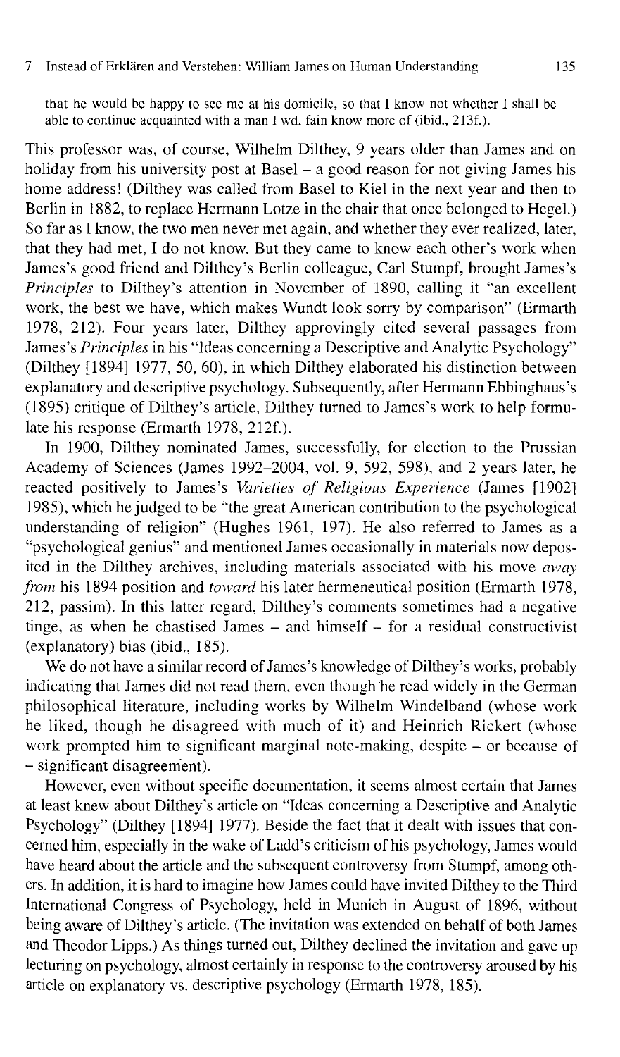that he would be happy to see me at his domicile, so that I know not whether I shall be able to continue acquainted with a man I wd. fain know more of (ibid., 213f.).

This professor was, of course, Wilhelm Dilthey, 9 years older than James and on holiday from his university post at Basel – a good reason for not giving James his home address! (Dilthey was called from Basel to Kiel in the next year and then to Berlin in 1882, to replace Hermann Lotze in the chair that once belonged to Hegel.) So far as I know, the two men never met again, and whether they ever realized, later, that they had met, I do not know. But they came to know each other's work when James's good friend and Dilthey's Berlin colleague, Carl Stumpf, brought James's *Principles* to Dilthey's attention in November of 1890, calling it "an excellent work, the best we have, which makes Wundt look sorry by comparison" (Ermarth 1978, 212). Four years later, Dilthey approvingly cited several passages from James's *Principles* in his "Ideas concerning a Descriptive and Analytic Psychology" (Dilthey [1894] 1977, 50, 60), in which Dilthey elaborated his distinction between explanatory and descriptive psychology. Subsequently, after Hermann Ebbinghaus's (1895) critique of Dilthey's article, Dilthey turned to James's work to help formulate his response (Ermarth 1978, 212f.).

In 1900, Dilthey nominated James, successfully, for election to the Prussian Academy of Sciences (James 1992–2004, vol. 9, 592, 598), and 2 years later, he reacted positively to James's *Varieties of Religious Experience* (James [1902] 1985), which he judged to be "the great American contribution to the psychological understanding of religion" (Hughes 1961, 197). He also referred to James as a "psychological genius" and mentioned James occasionally in materials now deposited in the Dilthey archives, including materials associated with his move *away from* his 1894 position and *toward* his later hermeneutical position (Ermarth 1978, 212, passim). In this latter regard, Dilthey's comments sometimes had a negative tinge, as when he chastised James – and himself – for a residual constructivist (explanatory) bias (ibid., 185).

We do not have a similar record of James's knowledge of Dilthey's works, probably indicating that James did not read them, even though he read widely in the German philosophical literature, including works by Wilhelm Windelband (whose work he liked, though he disagreed with much of it) and Heinrich Rickert (whose work prompted him to significant marginal note-making, despite – or because of – significant disagreement).

However, even without specific documentation, it seems almost certain that James at least knew about Dilthey's article on "Ideas concerning a Descriptive and Analytic Psychology" (Dilthey [1894] 1977). Beside the fact that it dealt with issues that concerned him, especially in the wake of Ladd's criticism of his psychology, James would have heard about the article and the subsequent controversy from Stumpf, among others. In addition, it is hard to imagine how James could have invited Dilthey to the Third International Congress of Psychology, held in Munich in August of 1896, without being aware of Dilthey's article. (The invitation was extended on behalf of both James and Theodor Lipps.) As things turned out, Dilthey declined the invitation and gave up lecturing on psychology, almost certainly in response to the controversy aroused by his article on explanatory vs. descriptive psychology (Ermarth 1978, 185).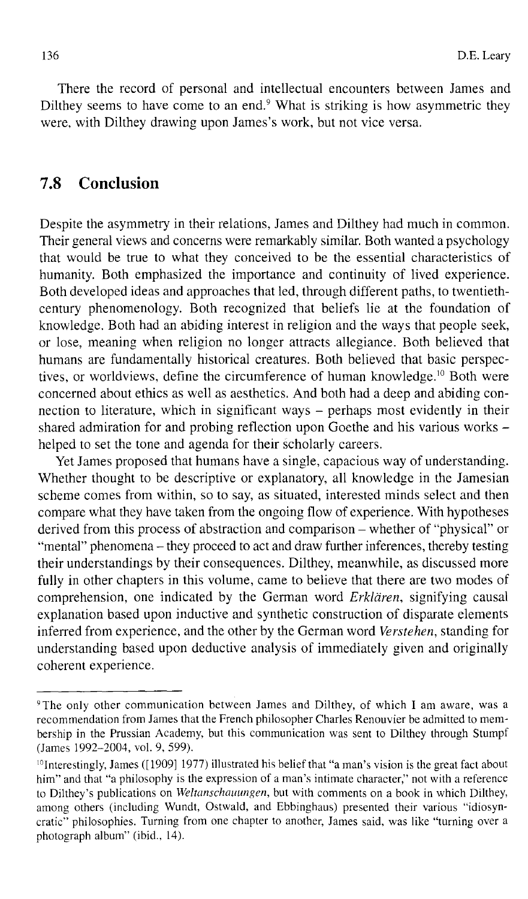There the record of personal and intellectual encounters between James and Dilthey seems to have come to an end.[9] What is striking is how asymmetric they were, with Dilthey drawing upon James's work, but not vice versa.

## 7.8 Conclusion

Despite the asymmetry in their relations, James and Dilthey had much in common. Their general views and concerns were remarkably similar. Both wanted a psychology that would be true to what they conceived to be the essential characteristics of humanity. Both emphasized the importance and continuity of lived experience. Both developed ideas and approaches that led, through different paths, to twentieth-century phenomenology. Both recognized that beliefs lie at the foundation of knowledge. Both had an abiding interest in religion and the ways that people seek, or lose, meaning when religion no longer attracts allegiance. Both believed that humans are fundamentally historical creatures. Both believed that basic perspectives, or worldviews, define the circumference of human knowledge.[10] Both were concerned about ethics as well as aesthetics. And both had a deep and abiding connection to literature, which in significant ways – perhaps most evidently in their shared admiration for and probing reflection upon Goethe and his various works – helped to set the tone and agenda for their scholarly careers.

Yet James proposed that humans have a single, capacious way of understanding. Whether thought to be descriptive or explanatory, all knowledge in the Jamesian scheme comes from within, so to say, as situated, interested minds select and then compare what they have taken from the ongoing flow of experience. With hypotheses derived from this process of abstraction and comparison – whether of "physical" or "mental" phenomena – they proceed to act and draw further inferences, thereby testing their understandings by their consequences. Dilthey, meanwhile, as discussed more fully in other chapters in this volume, came to believe that there are two modes of comprehension, one indicated by the German word *Erklären*, signifying causal explanation based upon inductive and synthetic construction of disparate elements inferred from experience, and the other by the German word *Verstehen*, standing for understanding based upon deductive analysis of immediately given and originally coherent experience.

---

[9] The only other communication between James and Dilthey, of which I am aware, was a recommendation from James that the French philosopher Charles Renouvier be admitted to membership in the Prussian Academy, but this communication was sent to Dilthey through Stumpf (James 1992–2004, vol. 9, 599).

[10] Interestingly, James ([1909] 1977) illustrated his belief that "a man's vision is the great fact about him" and that "a philosophy is the expression of a man's intimate character," not with a reference to Dilthey's publications on *Weltanschauungen*, but with comments on a book in which Dilthey, among others (including Wundt, Ostwald, and Ebbinghaus) presented their various "idiosyncratic" philosophies. Turning from one chapter to another, James said, was like "turning over a photograph album" (ibid., 14).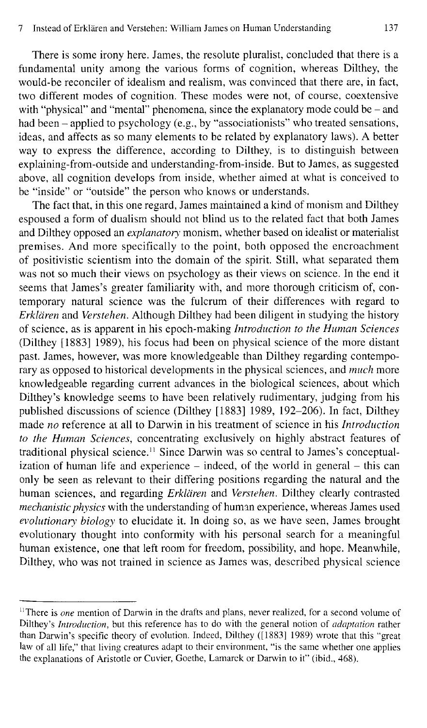There is some irony here. James, the resolute pluralist, concluded that there is a fundamental unity among the various forms of cognition, whereas Dilthey, the would-be reconciler of idealism and realism, was convinced that there are, in fact, two different modes of cognition. These modes were not, of course, coextensive with "physical" and "mental" phenomena, since the explanatory mode could be – and had been – applied to psychology (e.g., by "associationists" who treated sensations, ideas, and affects as so many elements to be related by explanatory laws). A better way to express the difference, according to Dilthey, is to distinguish between explaining-from-outside and understanding-from-inside. But to James, as suggested above, all cognition develops from inside, whether aimed at what is conceived to be "inside" or "outside" the person who knows or understands.

The fact that, in this one regard, James maintained a kind of monism and Dilthey espoused a form of dualism should not blind us to the related fact that both James and Dilthey opposed an *explanatory* monism, whether based on idealist or materialist premises. And more specifically to the point, both opposed the encroachment of positivistic scientism into the domain of the spirit. Still, what separated them was not so much their views on psychology as their views on science. In the end it seems that James's greater familiarity with, and more thorough criticism of, contemporary natural science was the fulcrum of their differences with regard to *Erklären* and *Verstehen*. Although Dilthey had been diligent in studying the history of science, as is apparent in his epoch-making *Introduction to the Human Sciences* (Dilthey [1883] 1989), his focus had been on physical science of the more distant past. James, however, was more knowledgeable than Dilthey regarding contemporary as opposed to historical developments in the physical sciences, and *much* more knowledgeable regarding current advances in the biological sciences, about which Dilthey's knowledge seems to have been relatively rudimentary, judging from his published discussions of science (Dilthey [1883] 1989, 192–206). In fact, Dilthey made *no* reference at all to Darwin in his treatment of science in his *Introduction to the Human Sciences*, concentrating exclusively on highly abstract features of traditional physical science.[11] Since Darwin was so central to James's conceptualization of human life and experience – indeed, of the world in general – this can only be seen as relevant to their differing positions regarding the natural and the human sciences, and regarding *Erklären* and *Verstehen*. Dilthey clearly contrasted *mechanistic physics* with the understanding of human experience, whereas James used *evolutionary biology* to elucidate it. In doing so, as we have seen, James brought evolutionary thought into conformity with his personal search for a meaningful human existence, one that left room for freedom, possibility, and hope. Meanwhile, Dilthey, who was not trained in science as James was, described physical science

[11] There is *one* mention of Darwin in the drafts and plans, never realized, for a second volume of Dilthey's *Introduction*, but this reference has to do with the general notion of *adaptation* rather than Darwin's specific theory of evolution. Indeed, Dilthey ([1883] 1989) wrote that this "great law of all life," that living creatures adapt to their environment, "is the same whether one applies the explanations of Aristotle or Cuvier, Goethe, Lamarck or Darwin to it" (ibid., 468).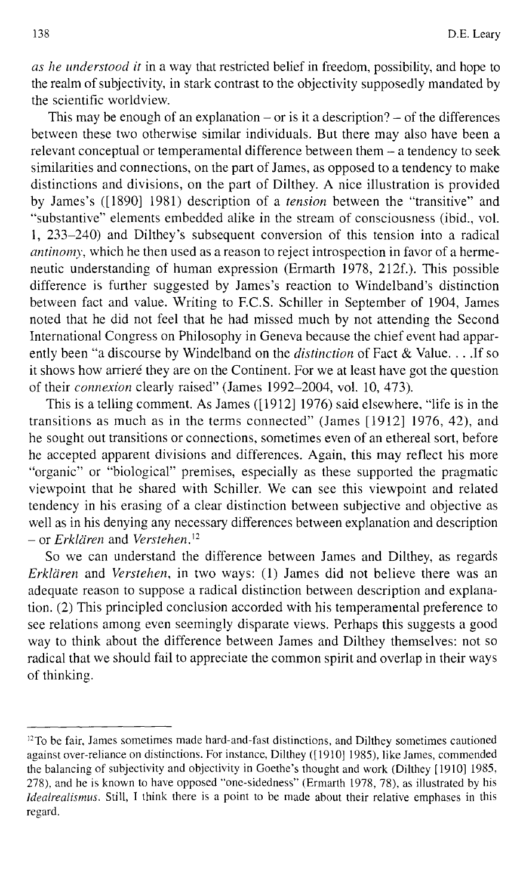*as he understood it* in a way that restricted belief in freedom, possibility, and hope to the realm of subjectivity, in stark contrast to the objectivity supposedly mandated by the scientific worldview.

This may be enough of an explanation – or is it a description? – of the differences between these two otherwise similar individuals. But there may also have been a relevant conceptual or temperamental difference between them – a tendency to seek similarities and connections, on the part of James, as opposed to a tendency to make distinctions and divisions, on the part of Dilthey. A nice illustration is provided by James's ([1890] 1981) description of a *tension* between the "transitive" and "substantive" elements embedded alike in the stream of consciousness (ibid., vol. 1, 233–240) and Dilthey's subsequent conversion of this tension into a radical *antinomy*, which he then used as a reason to reject introspection in favor of a hermeneutic understanding of human expression (Ermarth 1978, 212f.). This possible difference is further suggested by James's reaction to Windelband's distinction between fact and value. Writing to F.C.S. Schiller in September of 1904, James noted that he did not feel that he had missed much by not attending the Second International Congress on Philosophy in Geneva because the chief event had apparently been "a discourse by Windelband on the *distinction* of Fact & Value. . . .If so it shows how arrieré they are on the Continent. For we at least have got the question of their *connexion* clearly raised" (James 1992–2004, vol. 10, 473).

This is a telling comment. As James ([1912] 1976) said elsewhere, "life is in the transitions as much as in the terms connected" (James [1912] 1976, 42), and he sought out transitions or connections, sometimes even of an ethereal sort, before he accepted apparent divisions and differences. Again, this may reflect his more "organic" or "biological" premises, especially as these supported the pragmatic viewpoint that he shared with Schiller. We can see this viewpoint and related tendency in his erasing of a clear distinction between subjective and objective as well as in his denying any necessary differences between explanation and description – or *Erklären* and *Verstehen*.[12]

So we can understand the difference between James and Dilthey, as regards *Erklären* and *Verstehen*, in two ways: (1) James did not believe there was an adequate reason to suppose a radical distinction between description and explanation. (2) This principled conclusion accorded with his temperamental preference to see relations among even seemingly disparate views. Perhaps this suggests a good way to think about the difference between James and Dilthey themselves: not so radical that we should fail to appreciate the common spirit and overlap in their ways of thinking.

---

[12] To be fair, James sometimes made hard-and-fast distinctions, and Dilthey sometimes cautioned against over-reliance on distinctions. For instance, Dilthey ([1910] 1985), like James, commended the balancing of subjectivity and objectivity in Goethe's thought and work (Dilthey [1910] 1985, 278), and he is known to have opposed "one-sidedness" (Ermarth 1978, 78), as illustrated by his *Idealrealismus*. Still, I think there is a point to be made about their relative emphases in this regard.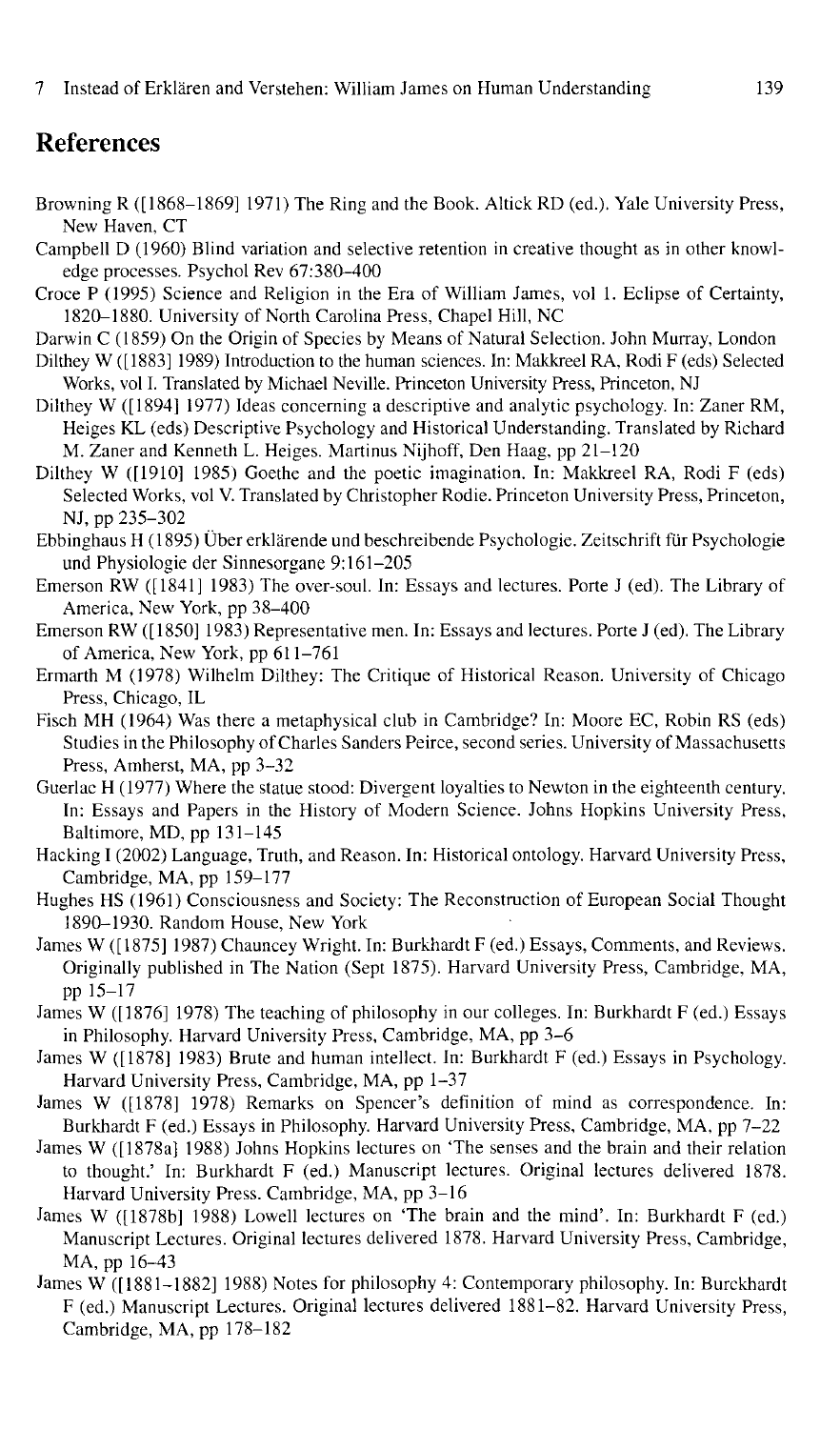## References

Browning R ([1868–1869] 1971) The Ring and the Book. Altick RD (ed.). Yale University Press, New Haven, CT

Campbell D (1960) Blind variation and selective retention in creative thought as in other knowledge processes. Psychol Rev 67:380–400

Croce P (1995) Science and Religion in the Era of William James, vol 1. Eclipse of Certainty, 1820–1880. University of North Carolina Press, Chapel Hill, NC

Darwin C (1859) On the Origin of Species by Means of Natural Selection. John Murray, London

Dilthey W ([1883] 1989) Introduction to the human sciences. In: Makkreel RA, Rodi F (eds) Selected Works, vol I. Translated by Michael Neville. Princeton University Press, Princeton, NJ

Dilthey W ([1894] 1977) Ideas concerning a descriptive and analytic psychology. In: Zaner RM, Heiges KL (eds) Descriptive Psychology and Historical Understanding. Translated by Richard M. Zaner and Kenneth L. Heiges. Martinus Nijhoff, Den Haag, pp 21–120

Dilthey W ([1910] 1985) Goethe and the poetic imagination. In: Makkreel RA, Rodi F (eds) Selected Works, vol V. Translated by Christopher Rodie. Princeton University Press, Princeton, NJ, pp 235–302

Ebbinghaus H (1895) Über erklärende und beschreibende Psychologie. Zeitschrift für Psychologie und Physiologie der Sinnesorgane 9:161–205

Emerson RW ([1841] 1983) The over-soul. In: Essays and lectures. Porte J (ed). The Library of America, New York, pp 38–400

Emerson RW ([1850] 1983) Representative men. In: Essays and lectures. Porte J (ed). The Library of America, New York, pp 611–761

Ermarth M (1978) Wilhelm Dilthey: The Critique of Historical Reason. University of Chicago Press, Chicago, IL

Fisch MH (1964) Was there a metaphysical club in Cambridge? In: Moore EC, Robin RS (eds) Studies in the Philosophy of Charles Sanders Peirce, second series. University of Massachusetts Press, Amherst, MA, pp 3–32

Guerlac H (1977) Where the statue stood: Divergent loyalties to Newton in the eighteenth century. In: Essays and Papers in the History of Modern Science. Johns Hopkins University Press, Baltimore, MD, pp 131–145

Hacking I (2002) Language, Truth, and Reason. In: Historical ontology. Harvard University Press, Cambridge, MA, pp 159–177

Hughes HS (1961) Consciousness and Society: The Reconstruction of European Social Thought 1890–1930. Random House, New York

James W ([1875] 1987) Chauncey Wright. In: Burkhardt F (ed.) Essays, Comments, and Reviews. Originally published in The Nation (Sept 1875). Harvard University Press, Cambridge, MA, pp 15–17

James W ([1876] 1978) The teaching of philosophy in our colleges. In: Burkhardt F (ed.) Essays in Philosophy. Harvard University Press, Cambridge, MA, pp 3–6

James W ([1878] 1983) Brute and human intellect. In: Burkhardt F (ed.) Essays in Psychology. Harvard University Press, Cambridge, MA, pp 1–37

James W ([1878] 1978) Remarks on Spencer's definition of mind as correspondence. In: Burkhardt F (ed.) Essays in Philosophy. Harvard University Press, Cambridge, MA, pp 7–22

James W ([1878a] 1988) Johns Hopkins lectures on 'The senses and the brain and their relation to thought.' In: Burkhardt F (ed.) Manuscript lectures. Original lectures delivered 1878. Harvard University Press. Cambridge, MA, pp 3–16

James W ([1878b] 1988) Lowell lectures on 'The brain and the mind'. In: Burkhardt F (ed.) Manuscript Lectures. Original lectures delivered 1878. Harvard University Press, Cambridge, MA, pp 16–43

James W ([1881–1882] 1988) Notes for philosophy 4: Contemporary philosophy. In: Burckhardt F (ed.) Manuscript Lectures. Original lectures delivered 1881–82. Harvard University Press, Cambridge, MA, pp 178–182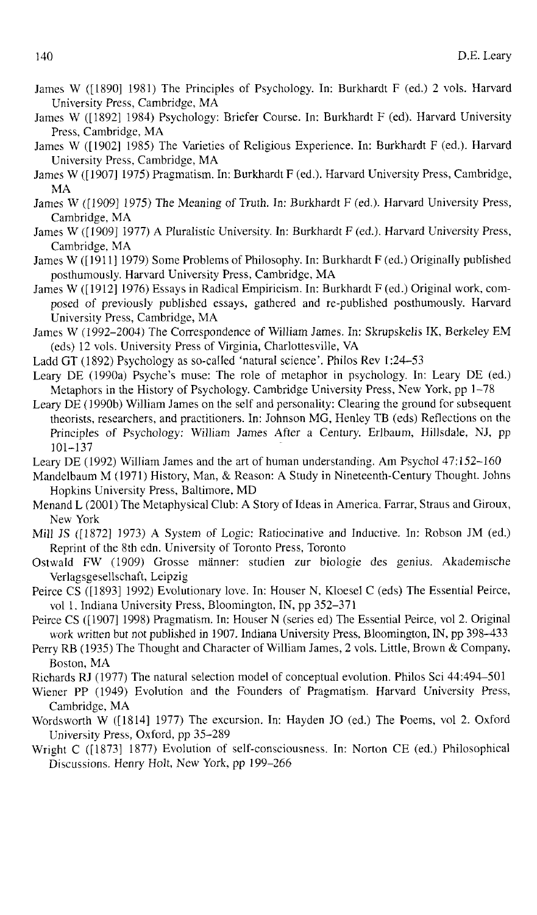James W ([1890] 1981) The Principles of Psychology. In: Burkhardt F (ed.) 2 vols. Harvard University Press, Cambridge, MA

James W ([1892] 1984) Psychology: Briefer Course. In: Burkhardt F (ed). Harvard University Press, Cambridge, MA

James W ([1902] 1985) The Varieties of Religious Experience. In: Burkhardt F (ed.). Harvard University Press, Cambridge, MA

James W ([1907] 1975) Pragmatism. In: Burkhardt F (ed.). Harvard University Press, Cambridge, MA

James W ([1909] 1975) The Meaning of Truth. In: Burkhardt F (ed.). Harvard University Press, Cambridge, MA

James W ([1909] 1977) A Pluralistic University. In: Burkhardt F (ed.). Harvard University Press, Cambridge, MA

James W ([1911] 1979) Some Problems of Philosophy. In: Burkhardt F (ed.) Originally published posthumously. Harvard University Press, Cambridge, MA

James W ([1912] 1976) Essays in Radical Empiricism. In: Burkhardt F (ed.) Original work, composed of previously published essays, gathered and re-published posthumously. Harvard University Press, Cambridge, MA

James W (1992–2004) The Correspondence of William James. In: Skrupskelis IK, Berkeley EM (eds) 12 vols. University Press of Virginia, Charlottesville, VA

Ladd GT (1892) Psychology as so-called 'natural science'. Philos Rev 1:24–53

Leary DE (1990a) Psyche's muse: The role of metaphor in psychology. In: Leary DE (ed.) Metaphors in the History of Psychology. Cambridge University Press, New York, pp 1–78

Leary DE (1990b) William James on the self and personality: Clearing the ground for subsequent theorists, researchers, and practitioners. In: Johnson MG, Henley TB (eds) Reflections on the Principles of Psychology: William James After a Century. Erlbaum, Hillsdale, NJ, pp 101–137

Leary DE (1992) William James and the art of human understanding. Am Psychol 47:152–160

Mandelbaum M (1971) History, Man, & Reason: A Study in Nineteenth-Century Thought. Johns Hopkins University Press, Baltimore, MD

Menand L (2001) The Metaphysical Club: A Story of Ideas in America. Farrar, Straus and Giroux, New York

Mill JS ([1872] 1973) A System of Logic: Ratiocinative and Inductive. In: Robson JM (ed.) Reprint of the 8th edn. University of Toronto Press, Toronto

Ostwald FW (1909) Grosse männer: studien zur biologie des genius. Akademische Verlagsgesellschaft, Leipzig

Peirce CS ([1893] 1992) Evolutionary love. In: Houser N, Kloesel C (eds) The Essential Peirce, vol 1. Indiana University Press, Bloomington, IN, pp 352–371

Peirce CS ([1907] 1998) Pragmatism. In: Houser N (series ed) The Essential Peirce, vol 2. Original work written but not published in 1907. Indiana University Press, Bloomington, IN, pp 398–433

Perry RB (1935) The Thought and Character of William James, 2 vols. Little, Brown & Company, Boston, MA

Richards RJ (1977) The natural selection model of conceptual evolution. Philos Sci 44:494–501

Wiener PP (1949) Evolution and the Founders of Pragmatism. Harvard University Press, Cambridge, MA

Wordsworth W ([1814] 1977) The excursion. In: Hayden JO (ed.) The Poems, vol 2. Oxford University Press, Oxford, pp 35–289

Wright C ([1873] 1877) Evolution of self-consciousness. In: Norton CE (ed.) Philosophical Discussions. Henry Holt, New York, pp 199–266